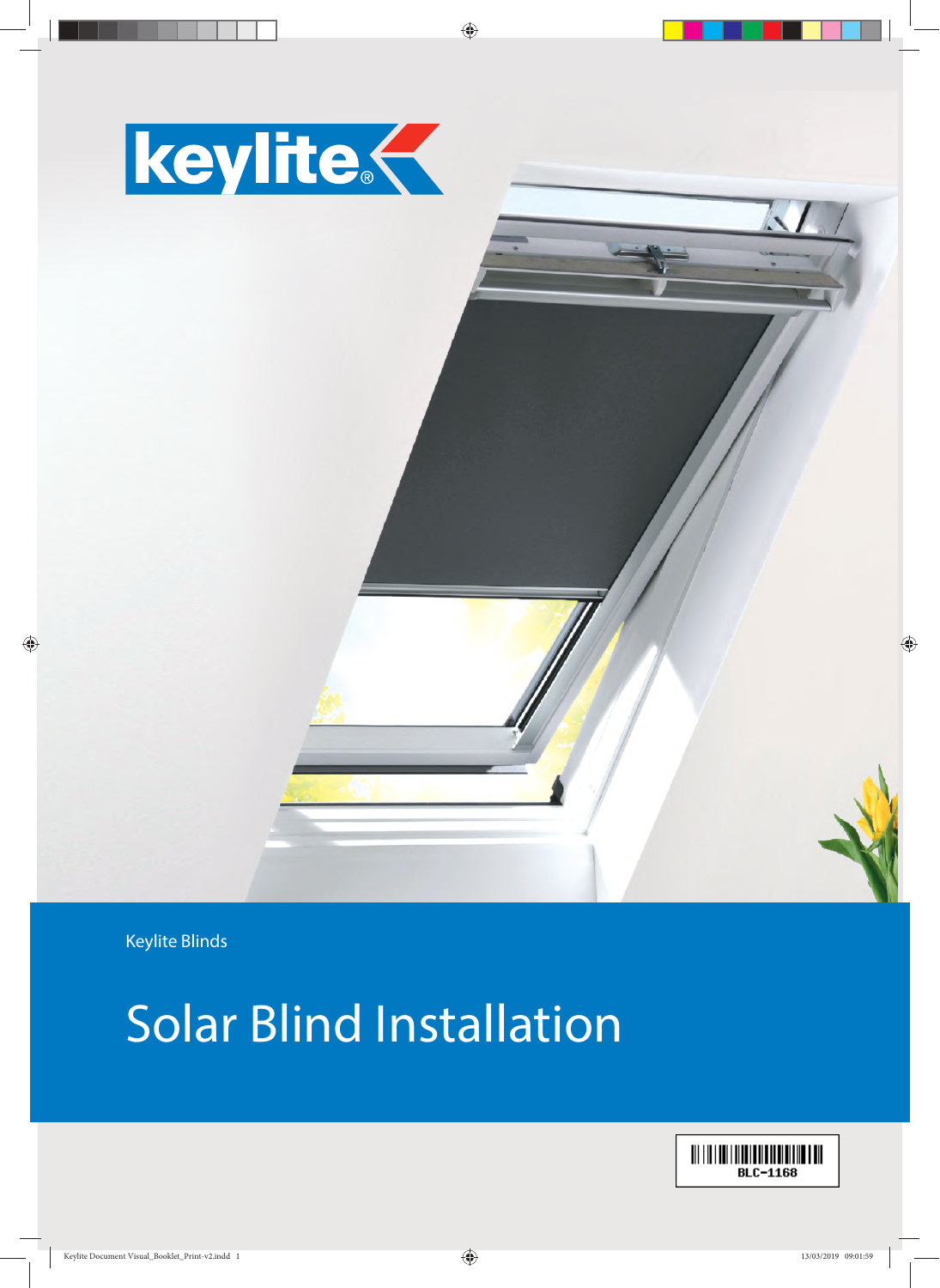keylite®

Keylite Blinds

# Solar Blind Installation

BLC-1168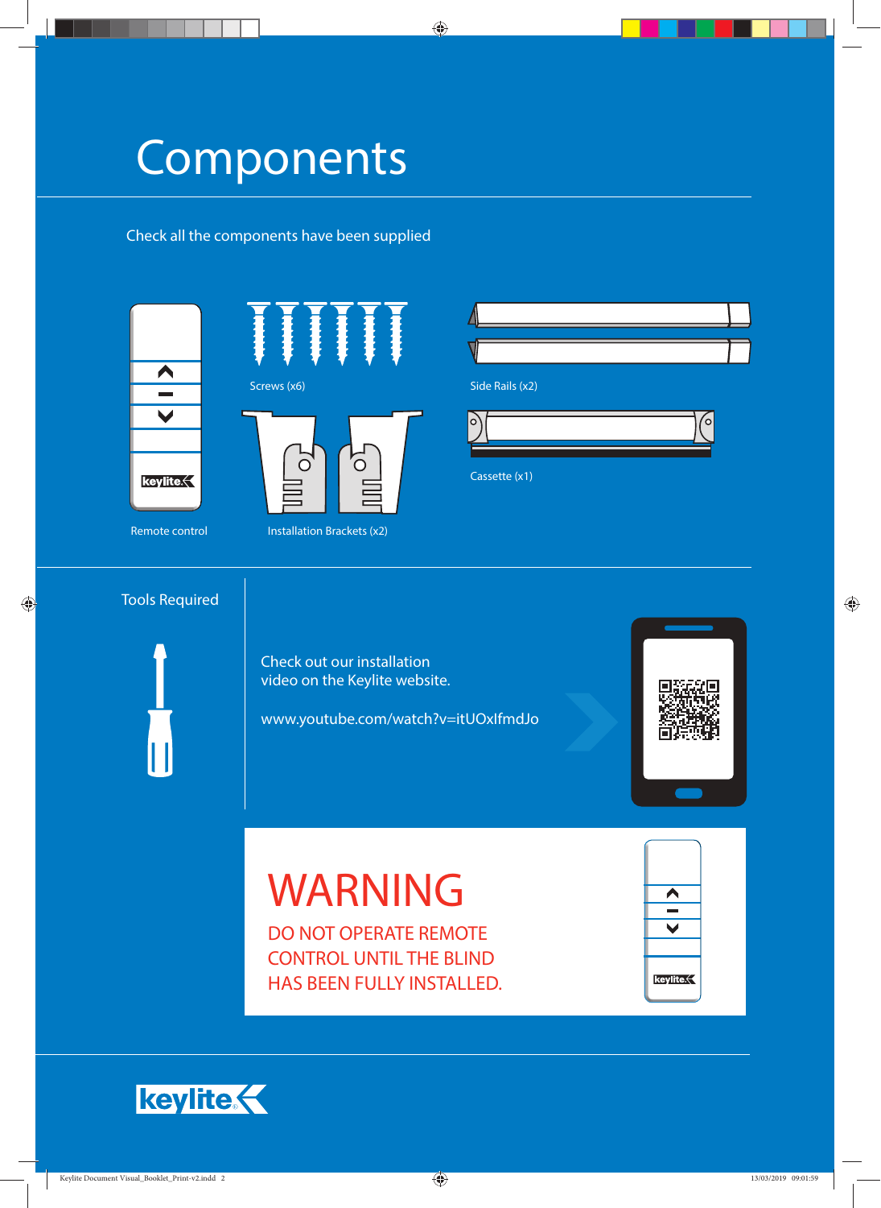# Components

Check all the components have been supplied

Remote control

Screws (x6)

Installation Brackets (x2)

Side Rails (x2)

Cassette (x1)

## Tools Required

Check out our installation video on the Keylite website.

www.youtube.com/watch?v=itUOxIfmdJo

# WARNING

DO NOT OPERATE REMOTE CONTROL UNTIL THE BLIND HAS BEEN FULLY INSTALLED.

keylite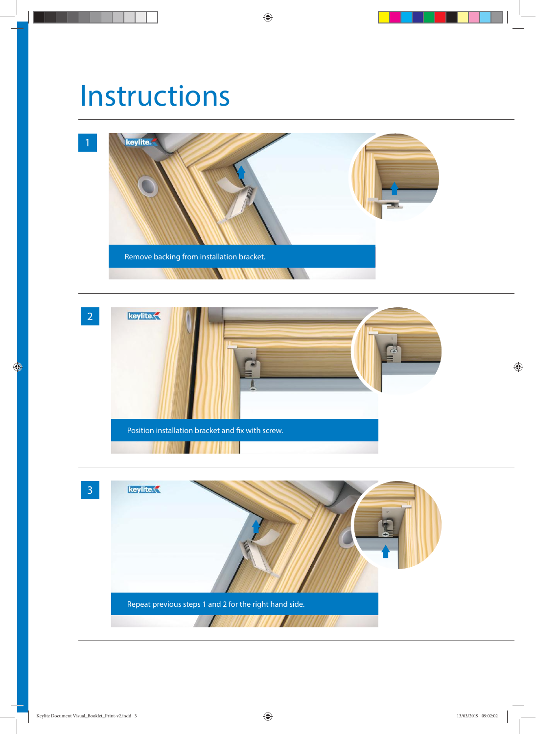# Instructions

1

Remove backing from installation bracket.

2

Position installation bracket and fix with screw.

3

Repeat previous steps 1 and 2 for the right hand side.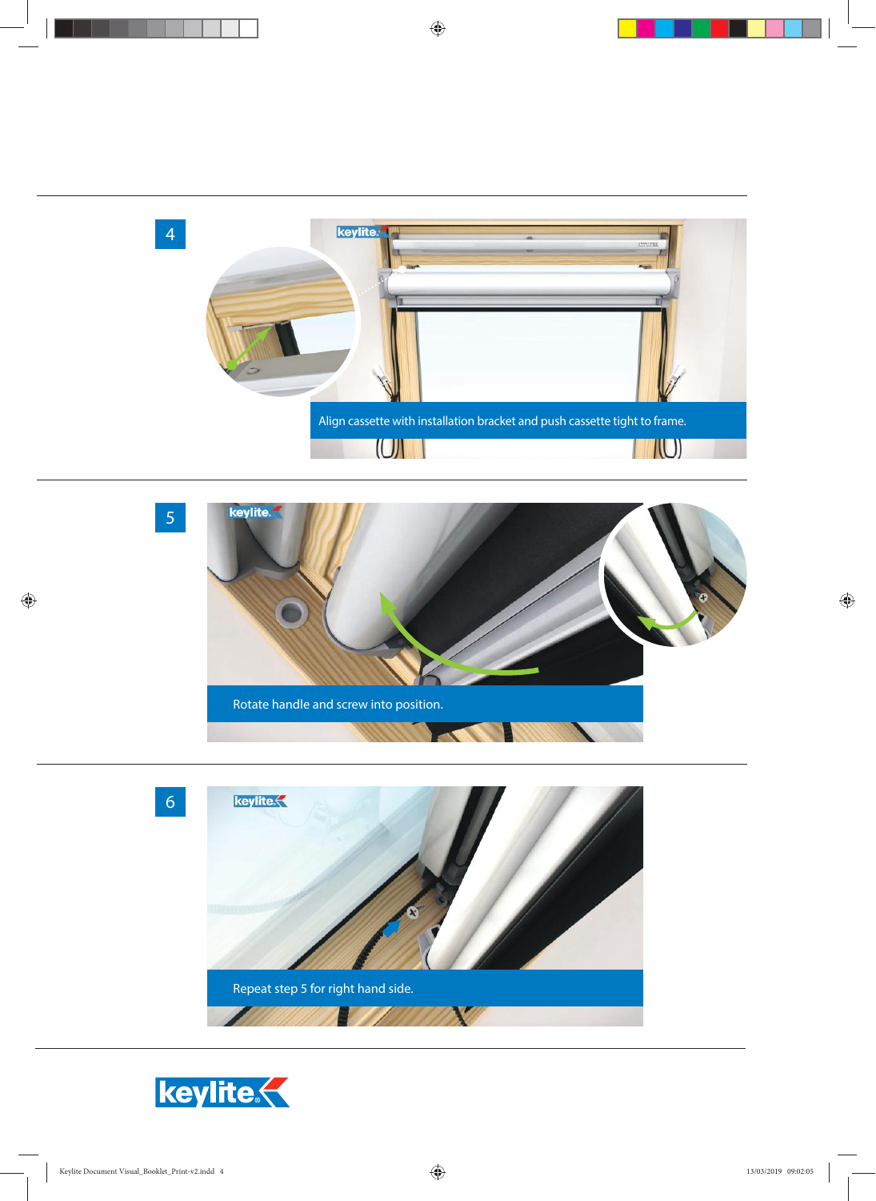4

Align cassette with installation bracket and push cassette tight to frame.

5

Rotate handle and screw into position.

6

Repeat step 5 for right hand side.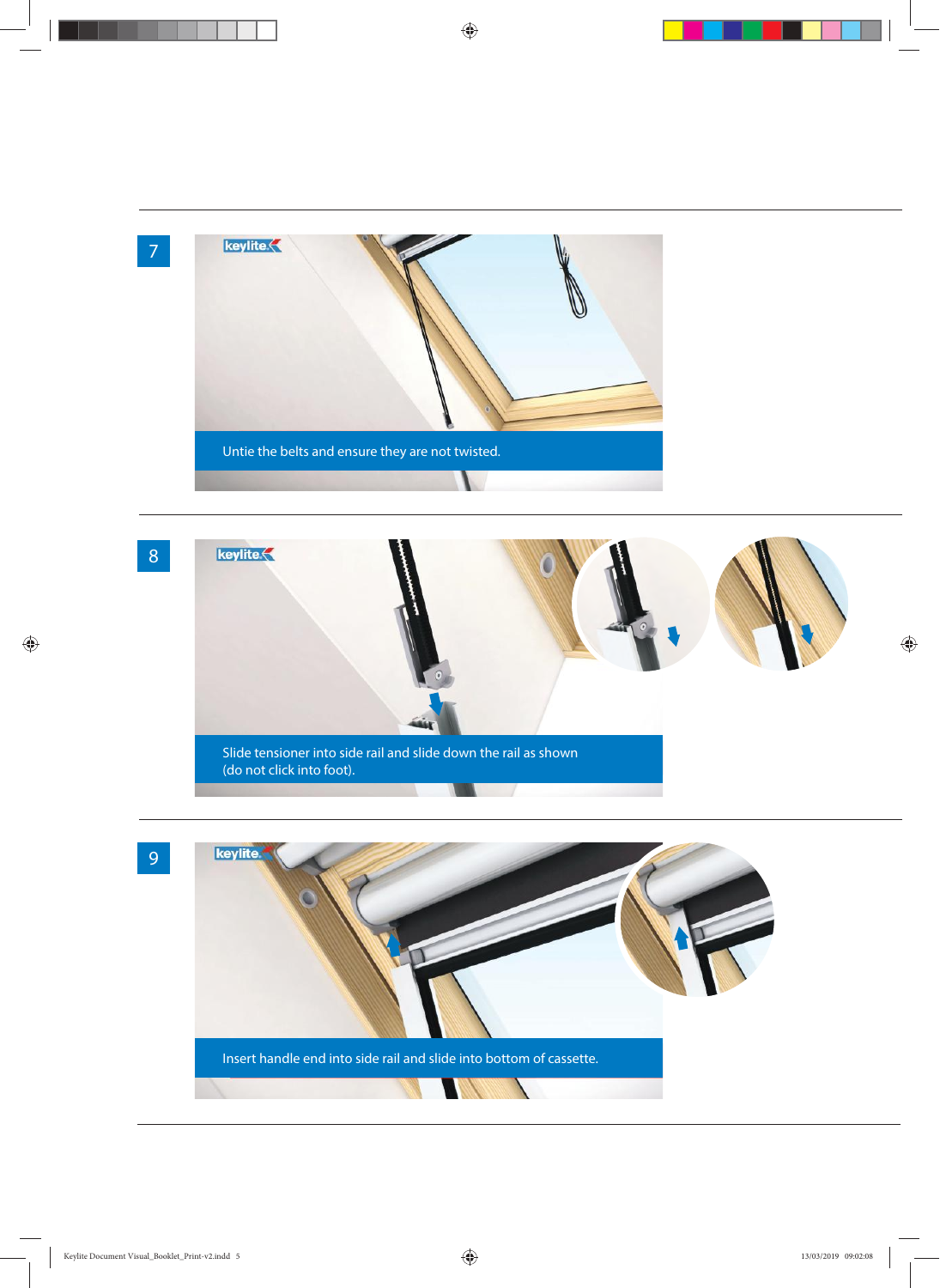7

Untie the belts and ensure they are not twisted.

8

Slide tensioner into side rail and slide down the rail as shown (do not click into foot).

9

Insert handle end into side rail and slide into bottom of cassette.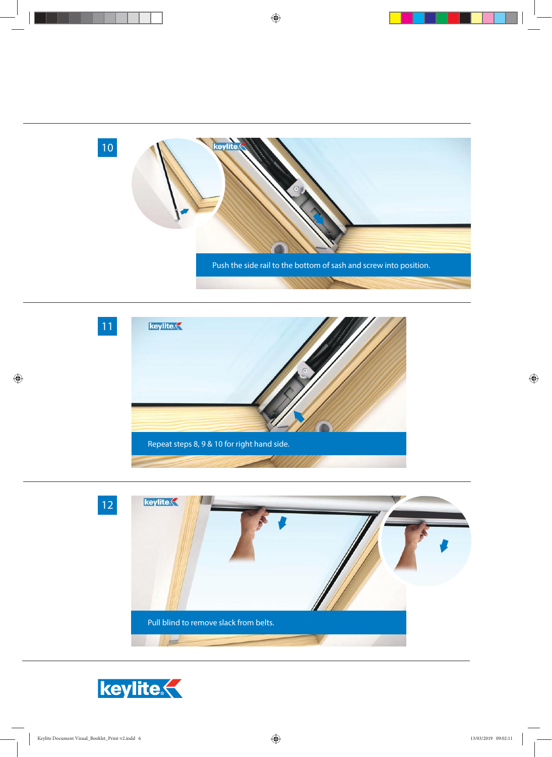10

Push the side rail to the bottom of sash and screw into position.

11

Repeat steps 8, 9 & 10 for right hand side.

12

Pull blind to remove slack from belts.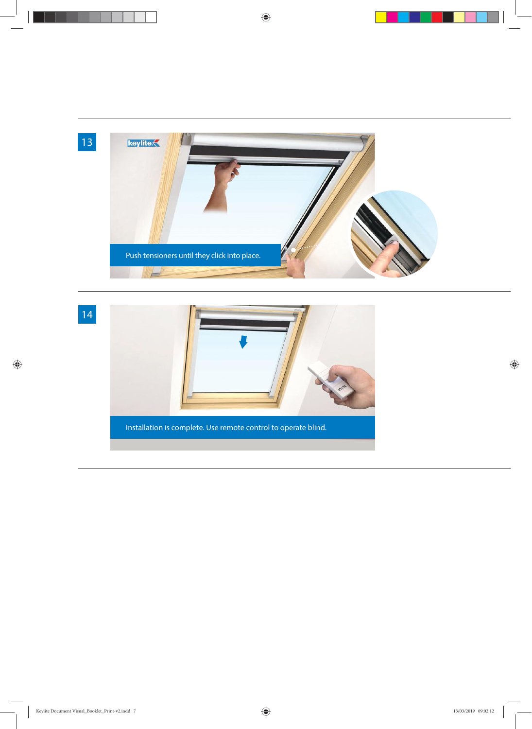13

Push tensioners until they click into place.

14

Installation is complete. Use remote control to operate blind.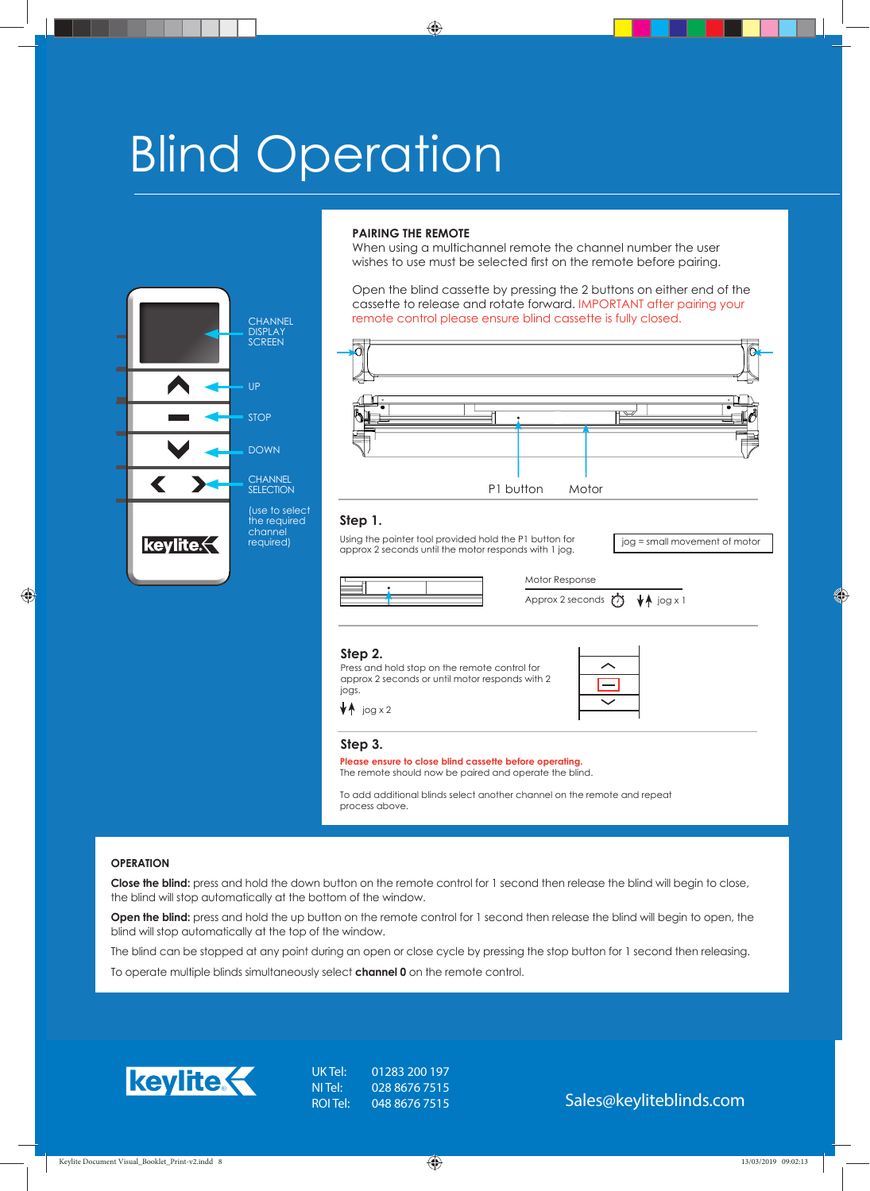# Blind Operation

CHANNEL DISPLAY SCREEN

UP

STOP

DOWN

CHANNEL SELECTION

(use to select the required channel required)

**PAIRING THE REMOTE**

When using a multichannel remote the channel number the user wishes to use must be selected first on the remote before pairing.

Open the blind cassette by pressing the 2 buttons on either end of the cassette to release and rotate forward. IMPORTANT after pairing your remote control please ensure blind cassette is fully closed.

P1 button    Motor

### Step 1.

Using the pointer tool provided hold the P1 button for approx 2 seconds until the motor responds with 1 jog.

jog = small movement of motor

Motor Response

Approx 2 seconds    jog x 1

### Step 2.

Press and hold stop on the remote control for approx 2 seconds or until motor responds with 2 jogs.

jog x 2

### Step 3.

**Please ensure to close blind cassette before operating.**

The remote should now be paired and operate the blind.

To add additional blinds select another channel on the remote and repeat process above.

**OPERATION**

**Close the blind:** press and hold the down button on the remote control for 1 second then release the blind will begin to close, the blind will stop automatically at the bottom of the window.

**Open the blind:** press and hold the up button on the remote control for 1 second then release the blind will begin to open, the blind will stop automatically at the top of the window.

The blind can be stopped at any point during an open or close cycle by pressing the stop button for 1 second then releasing.

To operate multiple blinds simultaneously select **channel 0** on the remote control.

UK Tel: 01283 200 197
NI Tel: 028 8676 7515
ROI Tel: 048 8676 7515

Sales@keyliteblinds.com